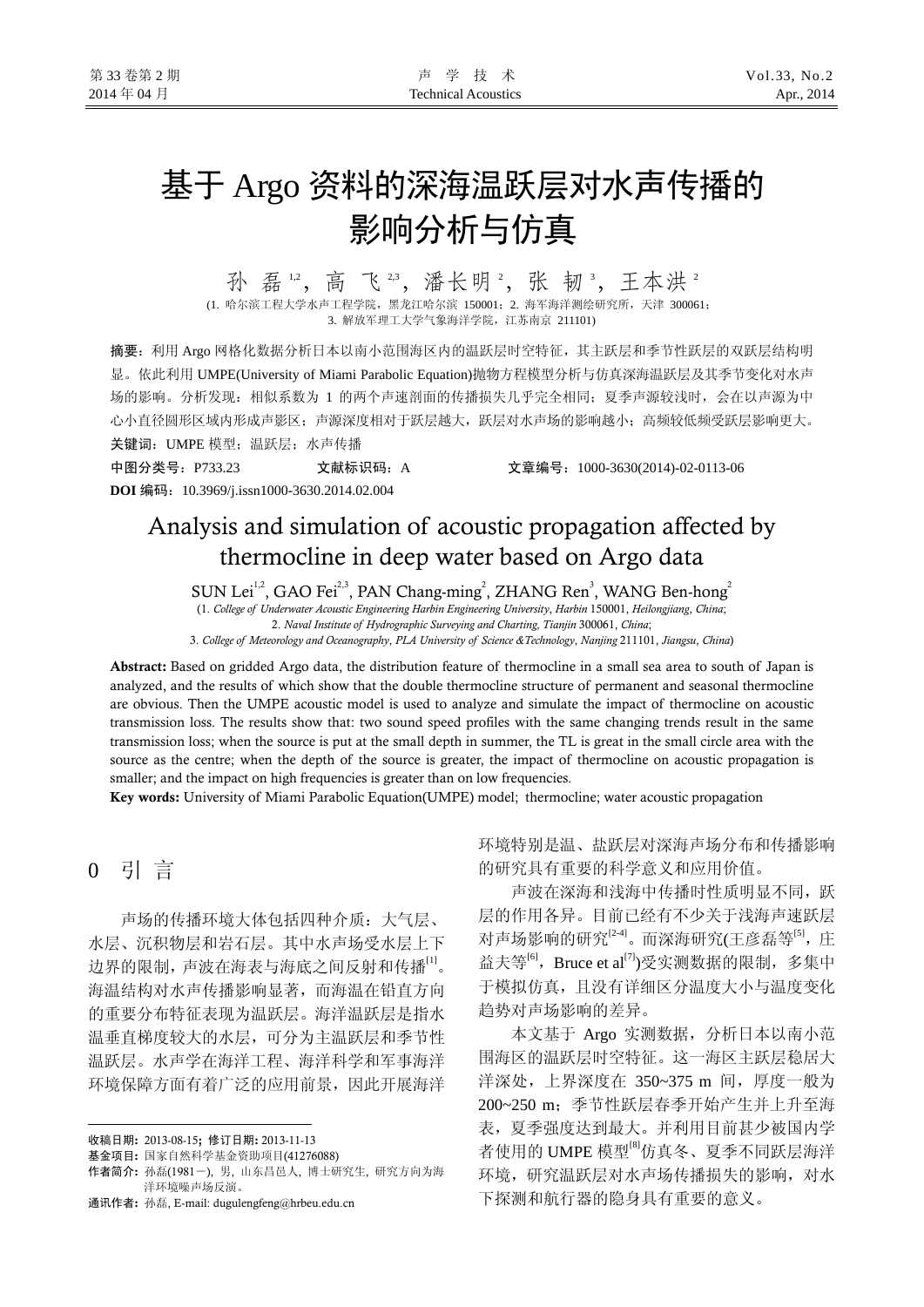# 基于 Argo 资料的深海温跃层对水声传播的影响分析与仿真

孙 磊[1,2]，高 飞[2,3]，潘长明[2]，张 韧[3]，王本洪[2]

(1. 哈尔滨工程大学水声工程学院，黑龙江哈尔滨 150001；2. 海军海洋测绘研究所，天津 300061；3. 解放军理工大学气象海洋学院，江苏南京 211101)

**摘要**：利用 Argo 网格化数据分析日本以南小范围海区内的温跃层时空特征，其主跃层和季节性跃层的双跃层结构明显。依此利用 UMPE(University of Miami Parabolic Equation)抛物方程模型分析与仿真深海温跃层及其季节变化对水声场的影响。分析发现：相似系数为 1 的两个声速剖面的传播损失几乎完全相同；夏季声源较浅时，会在以声源为中心小直径圆形区域内形成声影区；声源深度相对于跃层越大，跃层对水声场的影响越小；高频较低频受跃层影响更大。

**关键词**：UMPE 模型；温跃层；水声传播

**中图分类号**：P733.23　　**文献标识码**：A　　**文章编号**：1000-3630(2014)-02-0113-06

**DOI 编码**：10.3969/j.issn1000-3630.2014.02.004

# Analysis and simulation of acoustic propagation affected by thermocline in deep water based on Argo data

SUN Lei[1,2], GAO Fei[2,3], PAN Chang-ming[2], ZHANG Ren[3], WANG Ben-hong[2]

(1. *College of Underwater Acoustic Engineering Harbin Engineering University*, *Harbin* 150001, *Heilongjiang*, *China*;
2. *Naval Institute of Hydrographic Surveying and Charting, Tianjin* 300061, *China*;
3. *College of Meteorology and Oceanography*, *PLA University of Science &Technology*, *Nanjing* 211101, *Jiangsu*, *China*)

**Abstract:** Based on gridded Argo data, the distribution feature of thermocline in a small sea area to south of Japan is analyzed, and the results of which show that the double thermocline structure of permanent and seasonal thermocline are obvious. Then the UMPE acoustic model is used to analyze and simulate the impact of thermocline on acoustic transmission loss. The results show that: two sound speed profiles with the same changing trends result in the same transmission loss; when the source is put at the small depth in summer, the TL is great in the small circle area with the source as the centre; when the depth of the source is greater, the impact of thermocline on acoustic propagation is smaller; and the impact on high frequencies is greater than on low frequencies.

**Key words:** University of Miami Parabolic Equation(UMPE) model; thermocline; water acoustic propagation

## 0 引 言

声场的传播环境大体包括四种介质：大气层、水层、沉积物层和岩石层。其中水声场受水层上下边界的限制，声波在海表与海底之间反射和传播[1]。海温结构对水声传播影响显著，而海温在铅直方向的重要分布特征表现为温跃层。海洋温跃层是指水温垂直梯度较大的水层，可分为主温跃层和季节性温跃层。水声学在海洋工程、海洋科学和军事海洋环境保障方面有着广泛的应用前景，因此开展海洋环境特别是温、盐跃层对深海声场分布和传播影响的研究具有重要的科学意义和应用价值。

声波在深海和浅海中传播时性质明显不同，跃层的作用各异。目前已经有不少关于浅海声速跃层对声场影响的研究[2-4]。而深海研究(王彦磊等[5]，庄益夫等[6]，Bruce et al[7])受实测数据的限制，多集中于模拟仿真，且没有详细区分温度大小与温度变化趋势对声场影响的差异。

本文基于 Argo 实测数据，分析日本以南小范围海区的温跃层时空特征。这一海区主跃层稳居大洋深处，上界深度在 350~375 m 间，厚度一般为 200~250 m；季节性跃层春季开始产生并上升至海表，夏季强度达到最大。并利用目前甚少被国内学者使用的 UMPE 模型[8]仿真冬、夏季不同跃层海洋环境，研究温跃层对水声场传播损失的影响，对水下探测和航行器的隐身具有重要的意义。

---

**收稿日期**：2013-08-15；**修订日期**：2013-11-13

**基金项目**：国家自然科学基金资助项目(41276088)

**作者简介**：孙磊(1981－)，男，山东昌邑人，博士研究生，研究方向为海洋环境噪声场反演。

**通讯作者**：孙磊，E-mail: dugulengfeng@hrbeu.edu.cn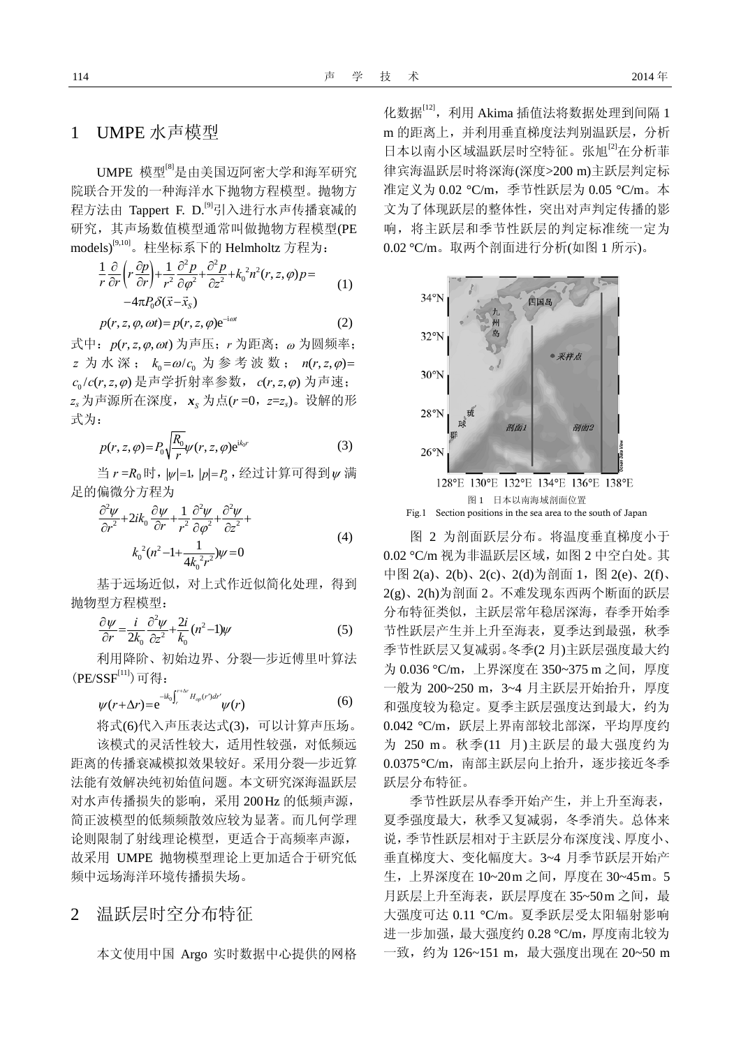## 1 UMPE 水声模型

UMPE 模型[8]是由美国迈阿密大学和海军研究院联合开发的一种海洋水下抛物方程模型。抛物方程方法由 Tappert F. D.[9]引入进行水声传播衰减的研究，其声场数值模型通常叫做抛物方程模型(PE models)[9,10]。柱坐标系下的 Helmholtz 方程为：

$$\frac{1}{r}\frac{\partial}{\partial r}\left(r\frac{\partial p}{\partial r}\right)+\frac{1}{r^2}\frac{\partial^2 p}{\partial \varphi^2}+\frac{\partial^2 p}{\partial z^2}+k_0^{\,2}n^2(r,z,\varphi)p=-4\pi P_0\delta(\vec{x}-\vec{x}_S) \tag{1}$$

$$p(r,z,\varphi,\omega t)=p(r,z,\varphi)\mathrm{e}^{-\mathrm{i}\omega t} \tag{2}$$

式中：$p(r,z,\varphi,\omega t)$ 为声压；$r$ 为距离；$\omega$ 为圆频率；$z$ 为水深；$k_0=\omega/c_0$ 为参考波数；$n(r,z,\varphi)=c_0/c(r,z,\varphi)$ 是声学折射率参数，$c(r,z,\varphi)$ 为声速；$z_s$ 为声源所在深度，$\boldsymbol{x}_S$ 为点($r=0$，$z=z_s$)。设解的形式为：

$$p(r,z,\varphi)=P_0\sqrt{\frac{R_0}{r}}\psi(r,z,\varphi)\mathrm{e}^{ik_0 r} \tag{3}$$

当 $r=R_0$ 时，$|\psi|=1$, $|p|=P_0$，经过计算可得到 $\psi$ 满足的偏微分方程为

$$\frac{\partial^2\psi}{\partial r^2}+2ik_0\frac{\partial\psi}{\partial r}+\frac{1}{r^2}\frac{\partial^2\psi}{\partial\varphi^2}+\frac{\partial^2\psi}{\partial z^2}+k_0^{\,2}(n^2-1+\frac{1}{4k_0^{\,2}r^2})\psi=0 \tag{4}$$

基于远场近似，对上式作近似简化处理，得到抛物型方程模型：

$$\frac{\partial\psi}{\partial r}=\frac{i}{2k_0}\frac{\partial^2\psi}{\partial z^2}+\frac{2i}{k_0}(n^2-1)\psi \tag{5}$$

利用降阶、初始边界、分裂—步近傅里叶算法(PE/SSF[11])可得：

$$\psi(r+\Delta r)=\mathrm{e}^{-\mathrm{i}k_0\int_r^{r+\Delta r}H_{op}(r')dr'}\psi(r) \tag{6}$$

将式(6)代入声压表达式(3)，可以计算声压场。

该模式的灵活性较大，适用性较强，对低频远距离的传播衰减模拟效果较好。采用分裂—步近算法能有效解决纯初始值问题。本文研究深海温跃层对水声传播损失的影响，采用 200 Hz 的低频声源，简正波模型的低频频散效应较为显著。而几何学理论则限制了射线理论模型，更适合于高频率声源，故采用 UMPE 抛物模型理论上更加适合于研究低频中远场海洋环境传播损失场。

## 2 温跃层时空分布特征

本文使用中国 Argo 实时数据中心提供的网格化数据[12]，利用 Akima 插值法将数据处理到间隔 1 m 的距离上，并利用垂直梯度法判别温跃层，分析日本以南小区域温跃层时空特征。张旭[2]在分析菲律宾海温跃层时将深海(深度>200 m)主跃层判定标准定义为 0.02 °C/m，季节性跃层为 0.05 °C/m。本文为了体现跃层的整体性，突出对声判定传播的影响，将主跃层和季节性跃层的判定标准统一定为 0.02 °C/m。取两个剖面进行分析(如图 1 所示)。

图 1 日本以南海域剖面位置

Fig.1 Section positions in the sea area to the south of Japan

图 2 为剖面跃层分布。将温度垂直梯度小于 0.02 °C/m 视为非温跃层区域，如图 2 中空白处。其中图 2(a)、2(b)、2(c)、2(d)为剖面 1，图 2(e)、2(f)、2(g)、2(h)为剖面 2。不难发现东西两个断面的跃层分布特征类似，主跃层常年稳居深海，春季开始季节性跃层产生并上升至海表，夏季达到最强，秋季季节性跃层又复减弱。冬季(2 月)主跃层强度最大约为 0.036 °C/m，上界深度在 350~375 m 之间，厚度一般为 200~250 m，3~4 月主跃层开始抬升，厚度和强度较为稳定。夏季主跃层强度达到最大，约为 0.042 °C/m，跃层上界南部较北部深，平均厚度约为 250 m。秋季(11 月)主跃层的最大强度约为 0.0375 °C/m，南部主跃层向上抬升，逐步接近冬季跃层分布特征。

季节性跃层从春季开始产生，并上升至海表，夏季强度最大，秋季又复减弱，冬季消失。总体来说，季节性跃层相对于主跃层分布深度浅、厚度小、垂直梯度大、变化幅度大。3~4 月季节跃层开始产生，上界深度在 10~20 m 之间，厚度在 30~45 m。5 月跃层上升至海表，跃层厚度在 35~50 m 之间，最大强度可达 0.11 °C/m。夏季跃层受太阳辐射影响进一步加强，最大强度约 0.28 °C/m，厚度南北较为一致，约为 126~151 m，最大强度出现在 20~50 m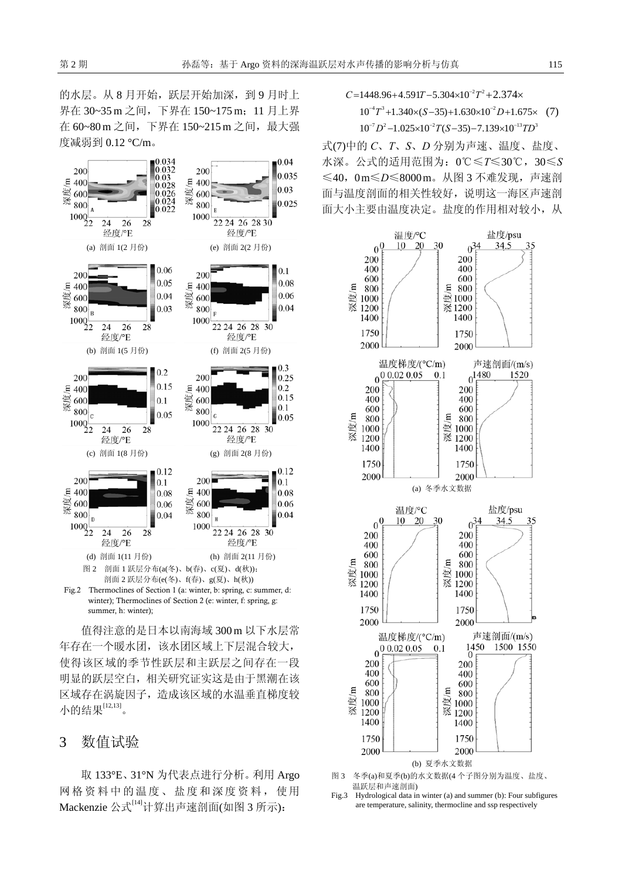的水层。从 8 月开始，跃层开始加深，到 9 月时上界在 30~35 m 之间，下界在 150~175 m；11 月上界在 60~80 m 之间，下界在 150~215 m 之间，最大强度减弱到 0.12 °C/m。

(a) 剖面 1(2 月份)　(e) 剖面 2(2 月份)

(b) 剖面 1(5 月份)　(f) 剖面 2(5 月份)

(c) 剖面 1(8 月份)　(g) 剖面 2(8 月份)

(d) 剖面 1(11 月份)　(h) 剖面 2(11 月份)

图 2　剖面 1 跃层分布(a(冬)、b(春)、c(夏)、d(秋))；剖面 2 跃层分布(e(冬)、f(春)、g(夏)、h(秋))

Fig.2　Thermoclines of Section 1 (a: winter, b: spring, c: summer, d: winter); Thermoclines of Section 2 (e: winter, f: spring, g: summer, h: winter);

值得注意的是日本以南海域 300 m 以下水层常年存在一个暖水团，该水团区域上下层混合较大，使得该区域的季节性跃层和主跃层之间存在一段明显的跃层空白，相关研究证实这是由于黑潮在该区域存在涡旋因子，造成该区域的水温垂直梯度较小的结果[12,13]。

# 3　数值试验

取 133°E、31°N 为代表点进行分析。利用 Argo 网格资料中的温度、盐度和深度资料，使用 Mackenzie 公式[14]计算出声速剖面(如图 3 所示)：

$$C=1448.96+4.591T-5.304\times10^{-2}T^{2}+2.374\times10^{-4}T^{3}+1.340\times(S-35)+1.630\times10^{-2}D+1.675\times10^{-7}D^{2}-1.025\times10^{-2}T(S-35)-7.139\times10^{-13}TD^{3} \quad (7)$$

式(7)中的 $C$、$T$、$S$、$D$ 分别为声速、温度、盐度、水深。公式的适用范围为：0℃≤$T$≤30℃，30≤$S$≤40，0 m≤$D$≤8000 m。从图 3 不难发现，声速剖面与温度剖面的相关性较好，说明这一海区声速剖面大小主要由温度决定。盐度的作用相对较小，从

(a) 冬季水文数据

(b) 夏季水文数据

图 3　冬季(a)和夏季(b)的水文数据(4 个子图分别为温度、盐度、温跃层和声速剖面)

Fig.3　Hydrological data in winter (a) and summer (b): Four subfigures are temperature, salinity, thermocline and ssp respectively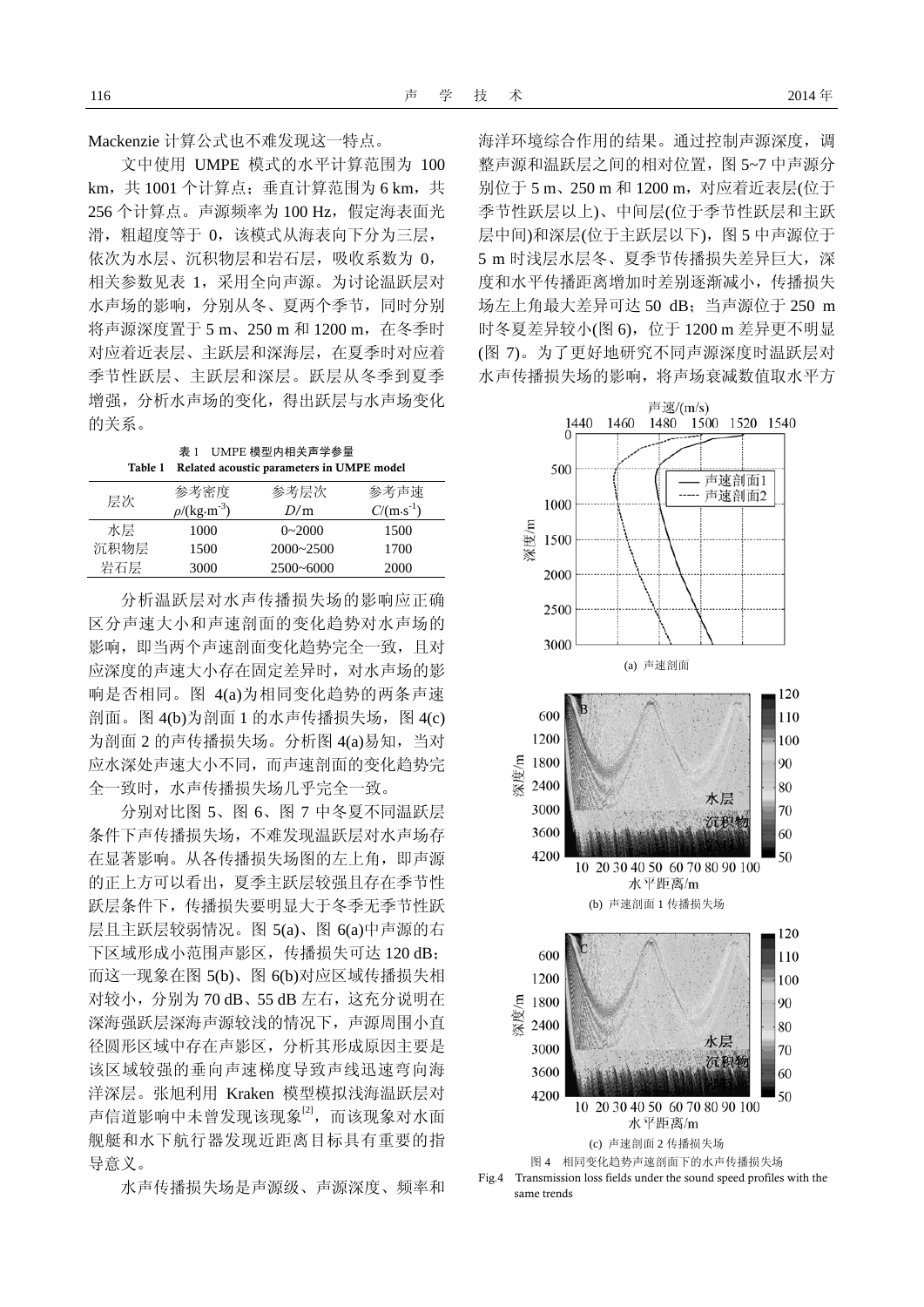Mackenzie 计算公式也不难发现这一特点。

文中使用 UMPE 模式的水平计算范围为 100 km，共 1001 个计算点；垂直计算范围为 6 km，共 256 个计算点。声源频率为 100 Hz，假定海表面光滑，粗超度等于 0，该模式从海表向下分为三层，依次为水层、沉积物层和岩石层，吸收系数为 0，相关参数见表 1，采用全向声源。为讨论温跃层对水声场的影响，分别从冬、夏两个季节，同时分别将声源深度置于 5 m、250 m 和 1200 m，在冬季时对应着近表层、主跃层和深海层，在夏季时对应着季节性跃层、主跃层和深层。跃层从冬季到夏季增强，分析水声场的变化，得出跃层与水声场变化的关系。

表 1 UMPE 模型内相关声学参量

Table 1 Related acoustic parameters in UMPE model

| 层次 | 参考密度 $\rho/(\mathrm{kg\cdot m^{-3}})$ | 参考层次 $D/\mathrm{m}$ | 参考声速 $C/(\mathrm{m\cdot s^{-1}})$ |
|---|---|---|---|
| 水层 | 1000 | 0~2000 | 1500 |
| 沉积物层 | 1500 | 2000~2500 | 1700 |
| 岩石层 | 3000 | 2500~6000 | 2000 |

分析温跃层对水声传播损失场的影响应正确区分声速大小和声速剖面的变化趋势对水声场的影响，即当两个声速剖面变化趋势完全一致，且对应深度的声速大小存在固定差异时，对水声场的影响是否相同。图 4(a)为相同变化趋势的两条声速剖面。图 4(b)为剖面 1 的水声传播损失场，图 4(c)为剖面 2 的声传播损失场。分析图 4(a)易知，当对应水深处声速大小不同，而声速剖面的变化趋势完全一致时，水声传播损失场几乎完全一致。

分别对比图 5、图 6、图 7 中冬夏不同温跃层条件下声传播损失场，不难发现温跃层对水声场存在显著影响。从各传播损失场图的左上角，即声源的正上方可以看出，夏季主跃层较强且存在季节性跃层条件下，传播损失要明显大于冬季无季节性跃层且主跃层较弱情况。图 5(a)、图 6(a)中声源的右下区域形成小范围声影区，传播损失可达 120 dB；而这一现象在图 5(b)、图 6(b)对应区域传播损失相对较小，分别为 70 dB、55 dB 左右，这充分说明在深海强跃层深海声源较浅的情况下，声源周围小直径圆形区域中存在声影区，分析其形成原因主要是该区域较强的垂向声速梯度导致声线迅速弯向海洋深层。张旭利用 Kraken 模型模拟浅海温跃层对声信道影响中未曾发现该现象[2]，而该现象对水面舰艇和水下航行器发现近距离目标具有重要的指导意义。

水声传播损失场是声源级、声源深度、频率和海洋环境综合作用的结果。通过控制声源深度，调整声源和温跃层之间的相对位置，图 5~7 中声源分别位于 5 m、250 m 和 1200 m，对应着近表层(位于季节性跃层以上)、中间层(位于季节性跃层和主跃层中间)和深层(位于主跃层以下)，图 5 中声源位于 5 m 时浅层水层冬、夏季节传播损失差异巨大，深度和水平传播距离增加时差别逐渐减小，传播损失场左上角最大差异可达 50 dB；当声源位于 250 m 时冬夏差异较小(图 6)，位于 1200 m 差异更不明显(图 7)。为了更好地研究不同声源深度时温跃层对水声传播损失场的影响，将声场衰减数值取水平方

(a) 声速剖面

(b) 声速剖面 1 传播损失场

(c) 声速剖面 2 传播损失场

图 4 相同变化趋势声速剖面下的水声传播损失场

Fig.4 Transmission loss fields under the sound speed profiles with the same trends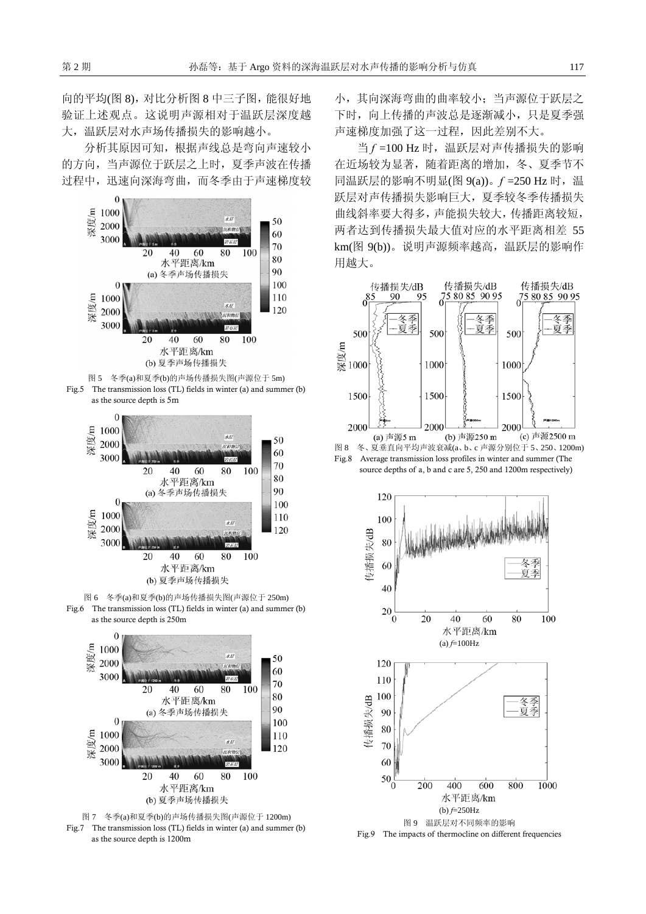向的平均(图 8)，对比分析图 8 中三子图，能很好地验证上述观点。这说明声源相对于温跃层深度越大，温跃层对水声场传播损失的影响越小。

分析其原因可知，根据声线总是弯向声速较小的方向，当声源位于跃层之上时，夏季声波在传播过程中，迅速向深海弯曲，而冬季由于声速梯度较小，其向深海弯曲的曲率较小；当声源位于跃层之下时，向上传播的声波总是逐渐减小，只是夏季强声速梯度加强了这一过程，因此差别不大。

当 $f$ =100 Hz 时，温跃层对声传播损失的影响在近场较为显著，随着距离的增加，冬、夏季节不同温跃层的影响不明显(图 9(a))。$f$ =250 Hz 时，温跃层对声传播损失影响巨大，夏季较冬季传播损失曲线斜率要大得多，声能损失较大，传播距离较短，两者达到传播损失最大值对应的水平距离相差 55 km(图 9(b))。说明声源频率越高，温跃层的影响作用越大。

图 5 冬季(a)和夏季(b)的声场传播损失图(声源位于 5m)

Fig.5 The transmission loss (TL) fields in winter (a) and summer (b) as the source depth is 5m

图 6 冬季(a)和夏季(b)的声场传播损失图(声源位于 250m)

Fig.6 The transmission loss (TL) fields in winter (a) and summer (b) as the source depth is 250m

图 7 冬季(a)和夏季(b)的声场传播损失图(声源位于 1200m)

Fig.7 The transmission loss (TL) fields in winter (a) and summer (b) as the source depth is 1200m

图 8 冬、夏垂直向平均声波衰减(a、b、c 声源分别位于 5、250、1200m)

Fig.8 Average transmission loss profiles in winter and summer (The source depths of a, b and c are 5, 250 and 1200m respectively)

图 9 温跃层对不同频率的影响

Fig.9 The impacts of thermocline on different frequencies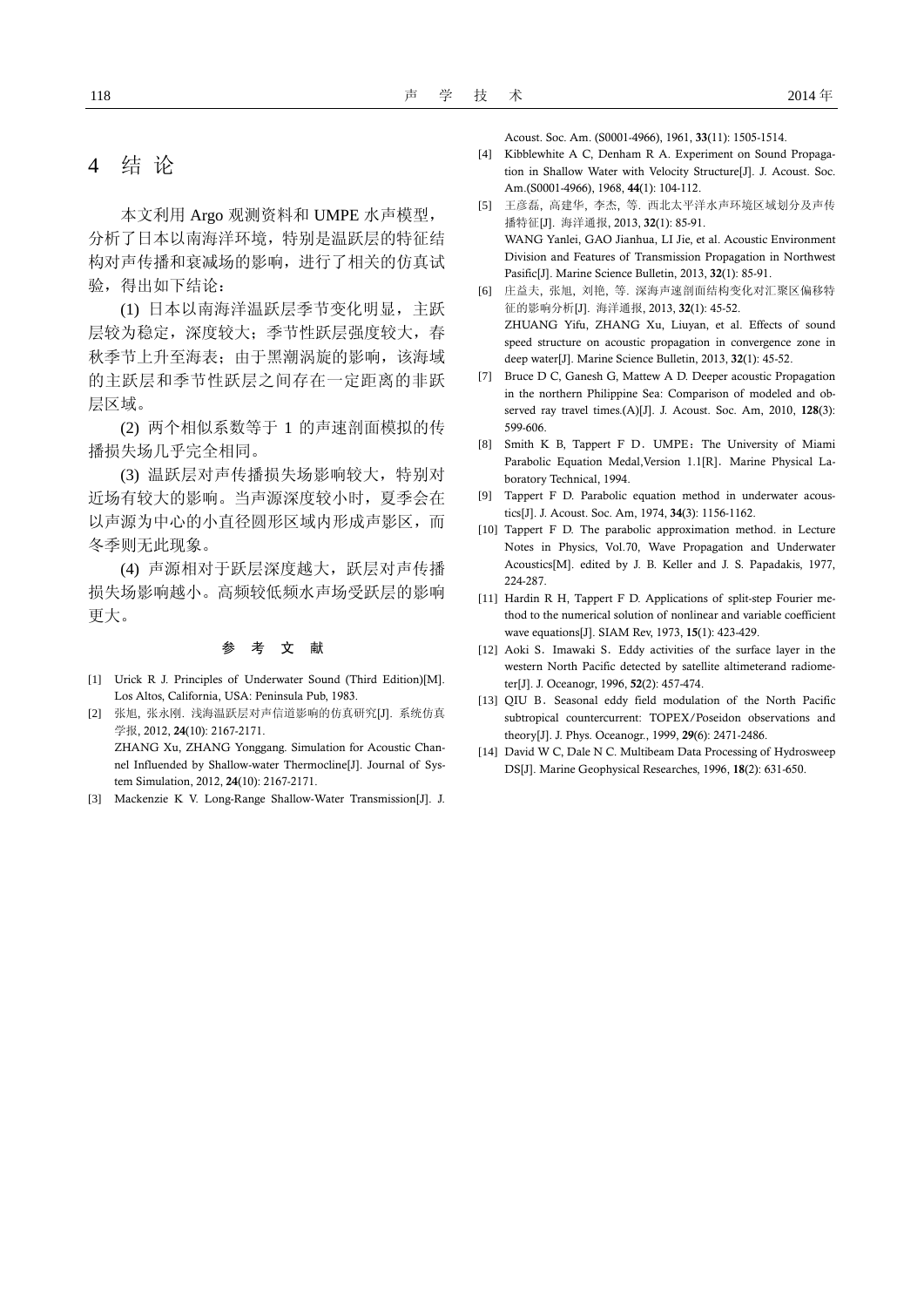## 4 结 论

本文利用 Argo 观测资料和 UMPE 水声模型，分析了日本以南海洋环境，特别是温跃层的特征结构对声传播和衰减场的影响，进行了相关的仿真试验，得出如下结论：

(1) 日本以南海洋温跃层季节变化明显，主跃层较为稳定，深度较大；季节性跃层强度较大，春秋季节上升至海表；由于黑潮涡旋的影响，该海域的主跃层和季节性跃层之间存在一定距离的非跃层区域。

(2) 两个相似系数等于 1 的声速剖面模拟的传播损失场几乎完全相同。

(3) 温跃层对声传播损失场影响较大，特别对近场有较大的影响。当声源深度较小时，夏季会在以声源为中心的小直径圆形区域内形成声影区，而冬季则无此现象。

(4) 声源相对于跃层深度越大，跃层对声传播损失场影响越小。高频较低频水声场受跃层的影响更大。

### 参 考 文 献

[1] Urick R J. Principles of Underwater Sound (Third Edition)[M]. Los Altos, California, USA: Peninsula Pub, 1983.

[2] 张旭, 张永刚. 浅海温跃层对声信道影响的仿真研究[J]. 系统仿真学报, 2012, **24**(10): 2167-2171.
ZHANG Xu, ZHANG Yonggang. Simulation for Acoustic Channel Influended by Shallow-water Thermocline[J]. Journal of System Simulation, 2012, **24**(10): 2167-2171.

[3] Mackenzie K V. Long-Range Shallow-Water Transmission[J]. J. Acoust. Soc. Am. (S0001-4966), 1961, **33**(11): 1505-1514.

[4] Kibblewhite A C, Denham R A. Experiment on Sound Propagation in Shallow Water with Velocity Structure[J]. J. Acoust. Soc. Am.(S0001-4966), 1968, **44**(1): 104-112.

[5] 王彦磊, 高建华, 李杰, 等. 西北太平洋水声环境区域划分及声传播特征[J]. 海洋通报, 2013, **32**(1): 85-91.
WANG Yanlei, GAO Jianhua, LI Jie, et al. Acoustic Environment Division and Features of Transmission Propagation in Northwest Pasific[J]. Marine Science Bulletin, 2013, **32**(1): 85-91.

[6] 庄益夫, 张旭, 刘艳, 等. 深海声速剖面结构变化对汇聚区偏移特征的影响分析[J]. 海洋通报, 2013, **32**(1): 45-52.
ZHUANG Yifu, ZHANG Xu, Liuyan, et al. Effects of sound speed structure on acoustic propagation in convergence zone in deep water[J]. Marine Science Bulletin, 2013, **32**(1): 45-52.

[7] Bruce D C, Ganesh G, Mattew A D. Deeper acoustic Propagation in the northern Philippine Sea: Comparison of modeled and observed ray travel times.(A)[J]. J. Acoust. Soc. Am, 2010, **128**(3): 599-606.

[8] Smith K B, Tappert F D．UMPE：The University of Miami Parabolic Equation Medal,Version 1.1[R]．Marine Physical Laboratory Technical, 1994.

[9] Tappert F D. Parabolic equation method in underwater acoustics[J]. J. Acoust. Soc. Am, 1974, **34**(3): 1156-1162.

[10] Tappert F D. The parabolic approximation method. in Lecture Notes in Physics, Vol.70, Wave Propagation and Underwater Acoustics[M]. edited by J. B. Keller and J. S. Papadakis, 1977, 224-287.

[11] Hardin R H, Tappert F D. Applications of split-step Fourier method to the numerical solution of nonlinear and variable coefficient wave equations[J]. SIAM Rev, 1973, **15**(1): 423-429.

[12] Aoki S．Imawaki S．Eddy activities of the surface layer in the western North Pacific detected by satellite altimeterand radiometer[J]. J. Oceanogr, 1996, **52**(2): 457-474.

[13] QIU B．Seasonal eddy field modulation of the North Pacific subtropical countercurrent: TOPEX/Poseidon observations and theory[J]. J. Phys. Oceanogr., 1999, **29**(6): 2471-2486.

[14] David W C, Dale N C. Multibeam Data Processing of Hydrosweep DS[J]. Marine Geophysical Researches, 1996, **18**(2): 631-650.